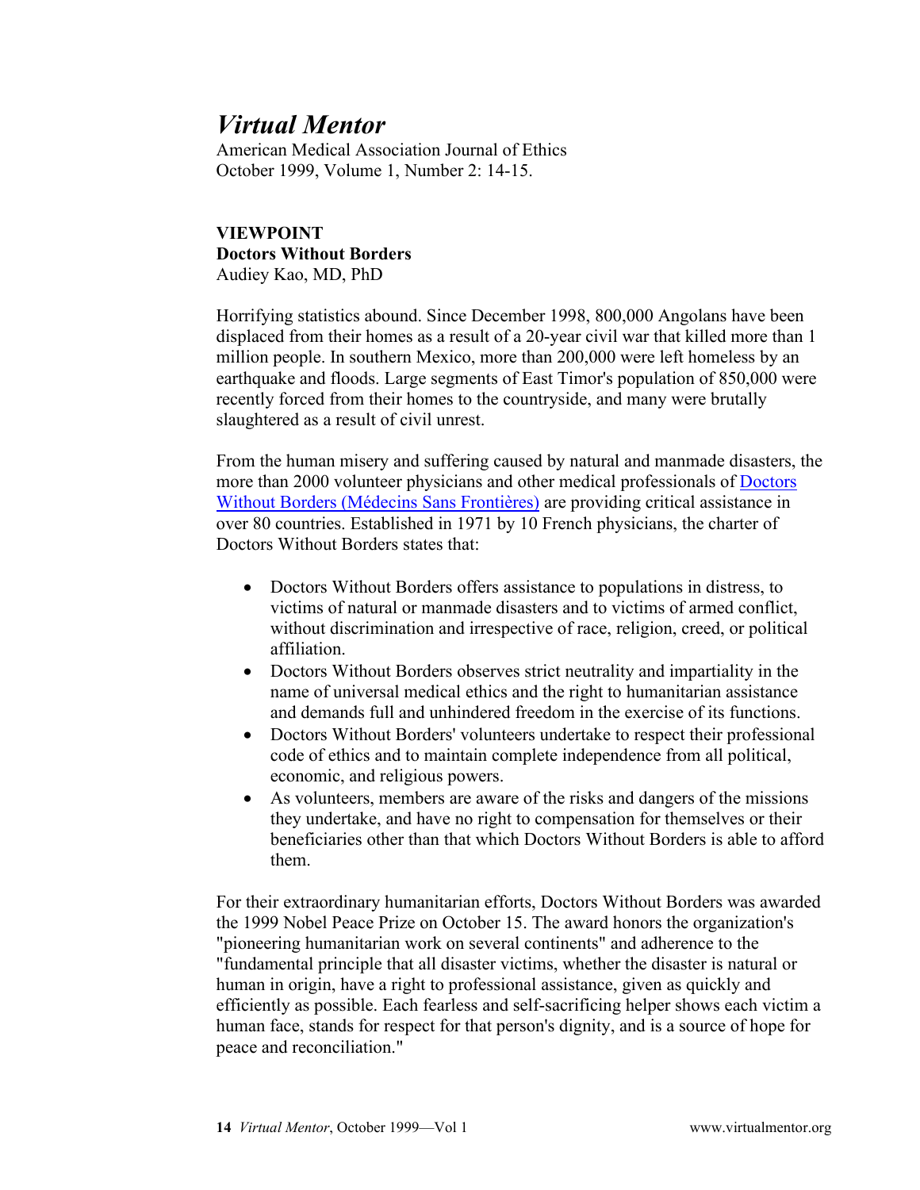# *Virtual Mentor*

American Medical Association Journal of Ethics
October 1999, Volume 1, Number 2: 14-15.

**VIEWPOINT**
**Doctors Without Borders**
Audiey Kao, MD, PhD

Horrifying statistics abound. Since December 1998, 800,000 Angolans have been displaced from their homes as a result of a 20-year civil war that killed more than 1 million people. In southern Mexico, more than 200,000 were left homeless by an earthquake and floods. Large segments of East Timor's population of 850,000 were recently forced from their homes to the countryside, and many were brutally slaughtered as a result of civil unrest.

From the human misery and suffering caused by natural and manmade disasters, the more than 2000 volunteer physicians and other medical professionals of Doctors Without Borders (Médecins Sans Frontières) are providing critical assistance in over 80 countries. Established in 1971 by 10 French physicians, the charter of Doctors Without Borders states that:

- Doctors Without Borders offers assistance to populations in distress, to victims of natural or manmade disasters and to victims of armed conflict, without discrimination and irrespective of race, religion, creed, or political affiliation.
- Doctors Without Borders observes strict neutrality and impartiality in the name of universal medical ethics and the right to humanitarian assistance and demands full and unhindered freedom in the exercise of its functions.
- Doctors Without Borders' volunteers undertake to respect their professional code of ethics and to maintain complete independence from all political, economic, and religious powers.
- As volunteers, members are aware of the risks and dangers of the missions they undertake, and have no right to compensation for themselves or their beneficiaries other than that which Doctors Without Borders is able to afford them.

For their extraordinary humanitarian efforts, Doctors Without Borders was awarded the 1999 Nobel Peace Prize on October 15. The award honors the organization's "pioneering humanitarian work on several continents" and adherence to the "fundamental principle that all disaster victims, whether the disaster is natural or human in origin, have a right to professional assistance, given as quickly and efficiently as possible. Each fearless and self-sacrificing helper shows each victim a human face, stands for respect for that person's dignity, and is a source of hope for peace and reconciliation."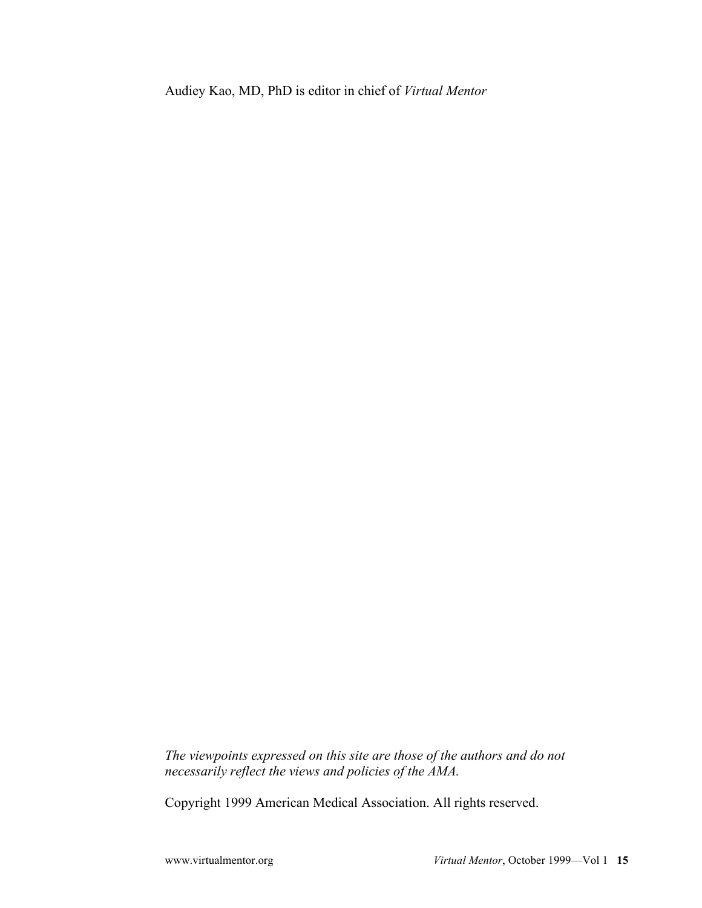Audiey Kao, MD, PhD is editor in chief of *Virtual Mentor*

*The viewpoints expressed on this site are those of the authors and do not necessarily reflect the views and policies of the AMA.*

Copyright 1999 American Medical Association. All rights reserved.